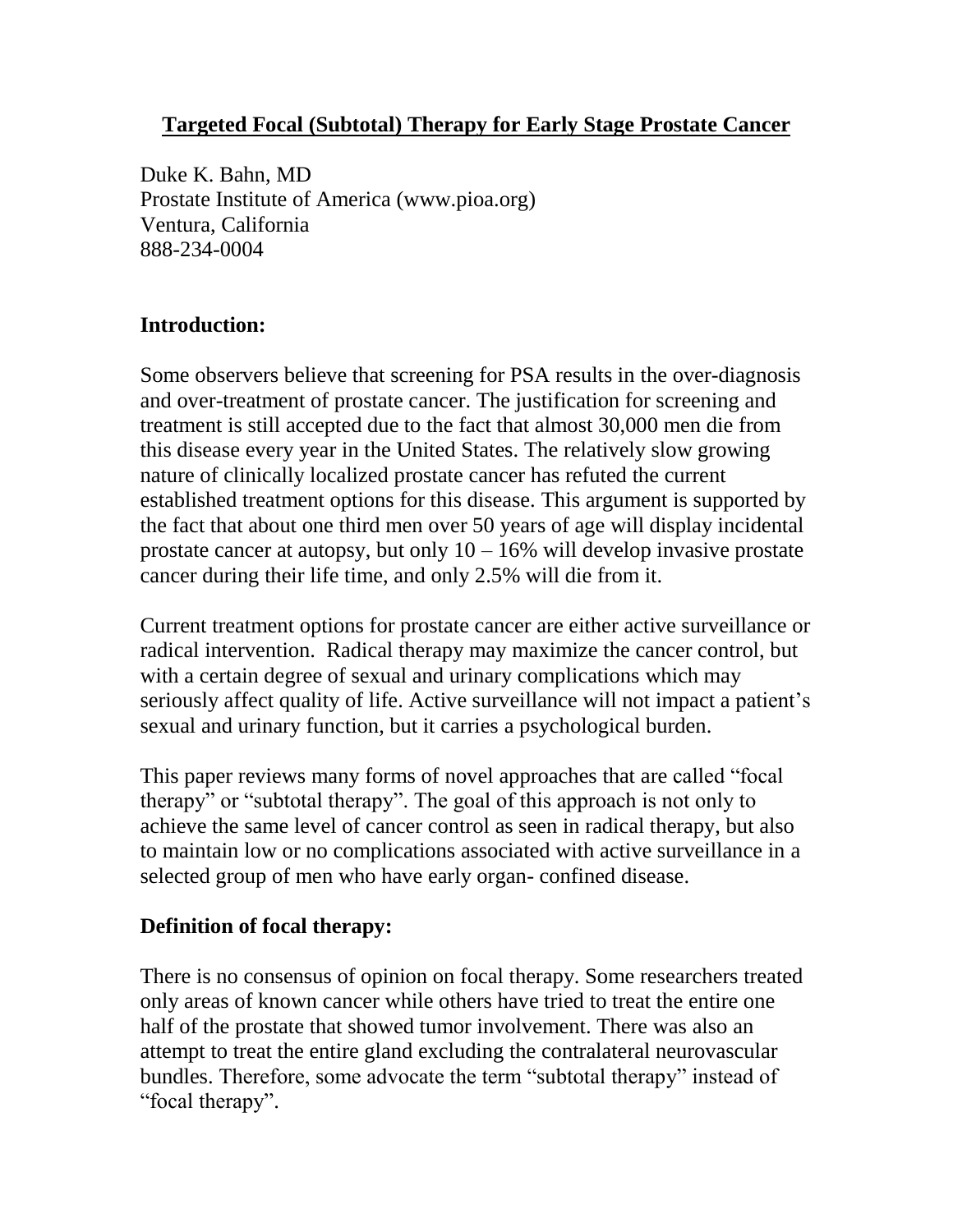# Targeted Focal (Subtotal) Therapy for Early Stage Prostate Cancer

Duke K. Bahn, MD
Prostate Institute of America (www.pioa.org)
Ventura, California
888-234-0004

## Introduction:

Some observers believe that screening for PSA results in the over-diagnosis and over-treatment of prostate cancer. The justification for screening and treatment is still accepted due to the fact that almost 30,000 men die from this disease every year in the United States. The relatively slow growing nature of clinically localized prostate cancer has refuted the current established treatment options for this disease. This argument is supported by the fact that about one third men over 50 years of age will display incidental prostate cancer at autopsy, but only 10 – 16% will develop invasive prostate cancer during their life time, and only 2.5% will die from it.

Current treatment options for prostate cancer are either active surveillance or radical intervention. Radical therapy may maximize the cancer control, but with a certain degree of sexual and urinary complications which may seriously affect quality of life. Active surveillance will not impact a patient's sexual and urinary function, but it carries a psychological burden.

This paper reviews many forms of novel approaches that are called "focal therapy" or "subtotal therapy". The goal of this approach is not only to achieve the same level of cancer control as seen in radical therapy, but also to maintain low or no complications associated with active surveillance in a selected group of men who have early organ- confined disease.

## Definition of focal therapy:

There is no consensus of opinion on focal therapy. Some researchers treated only areas of known cancer while others have tried to treat the entire one half of the prostate that showed tumor involvement. There was also an attempt to treat the entire gland excluding the contralateral neurovascular bundles. Therefore, some advocate the term "subtotal therapy" instead of "focal therapy".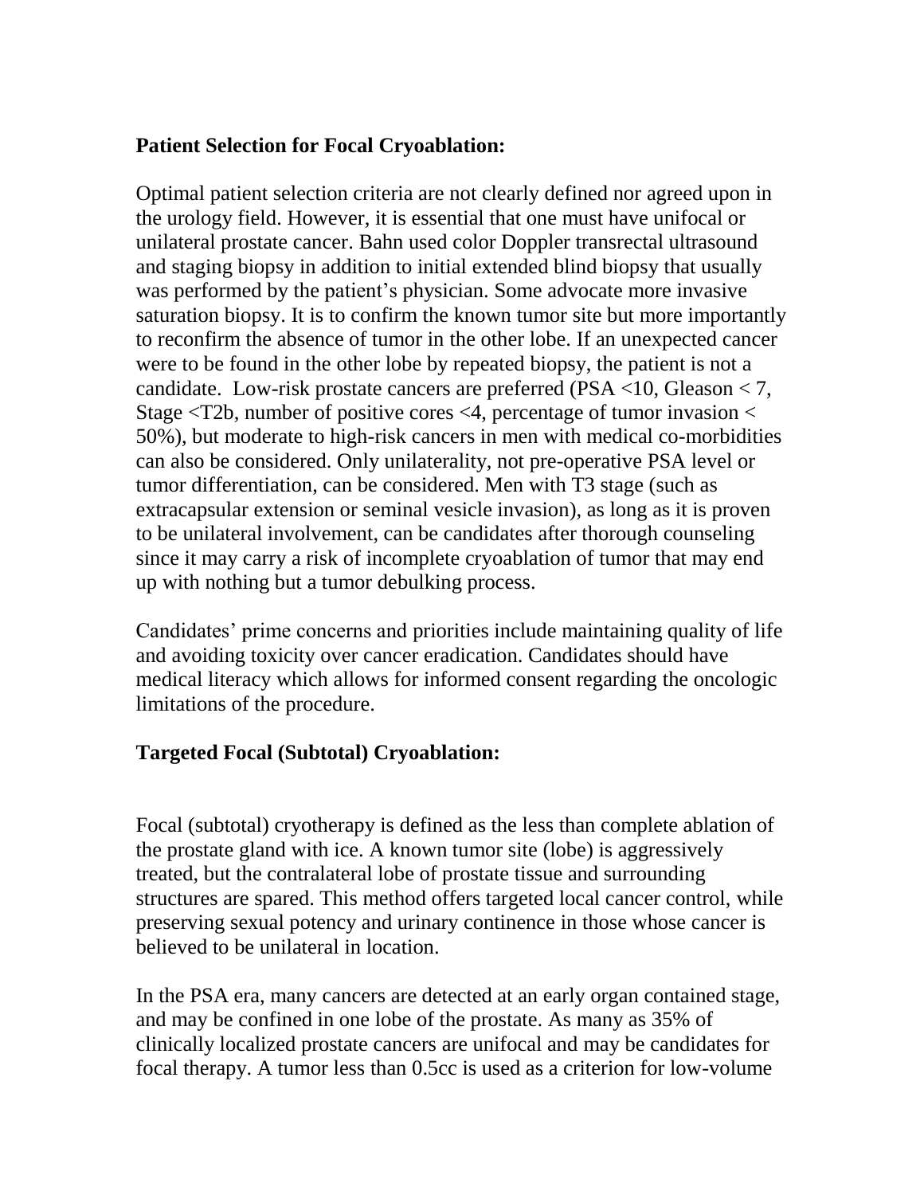**Patient Selection for Focal Cryoablation:**

Optimal patient selection criteria are not clearly defined nor agreed upon in the urology field. However, it is essential that one must have unifocal or unilateral prostate cancer. Bahn used color Doppler transrectal ultrasound and staging biopsy in addition to initial extended blind biopsy that usually was performed by the patient's physician. Some advocate more invasive saturation biopsy. It is to confirm the known tumor site but more importantly to reconfirm the absence of tumor in the other lobe. If an unexpected cancer were to be found in the other lobe by repeated biopsy, the patient is not a candidate. Low-risk prostate cancers are preferred (PSA <10, Gleason < 7, Stage <T2b, number of positive cores <4, percentage of tumor invasion < 50%), but moderate to high-risk cancers in men with medical co-morbidities can also be considered. Only unilaterality, not pre-operative PSA level or tumor differentiation, can be considered. Men with T3 stage (such as extracapsular extension or seminal vesicle invasion), as long as it is proven to be unilateral involvement, can be candidates after thorough counseling since it may carry a risk of incomplete cryoablation of tumor that may end up with nothing but a tumor debulking process.

Candidates' prime concerns and priorities include maintaining quality of life and avoiding toxicity over cancer eradication. Candidates should have medical literacy which allows for informed consent regarding the oncologic limitations of the procedure.

**Targeted Focal (Subtotal) Cryoablation:**

Focal (subtotal) cryotherapy is defined as the less than complete ablation of the prostate gland with ice. A known tumor site (lobe) is aggressively treated, but the contralateral lobe of prostate tissue and surrounding structures are spared. This method offers targeted local cancer control, while preserving sexual potency and urinary continence in those whose cancer is believed to be unilateral in location.

In the PSA era, many cancers are detected at an early organ contained stage, and may be confined in one lobe of the prostate. As many as 35% of clinically localized prostate cancers are unifocal and may be candidates for focal therapy. A tumor less than 0.5cc is used as a criterion for low-volume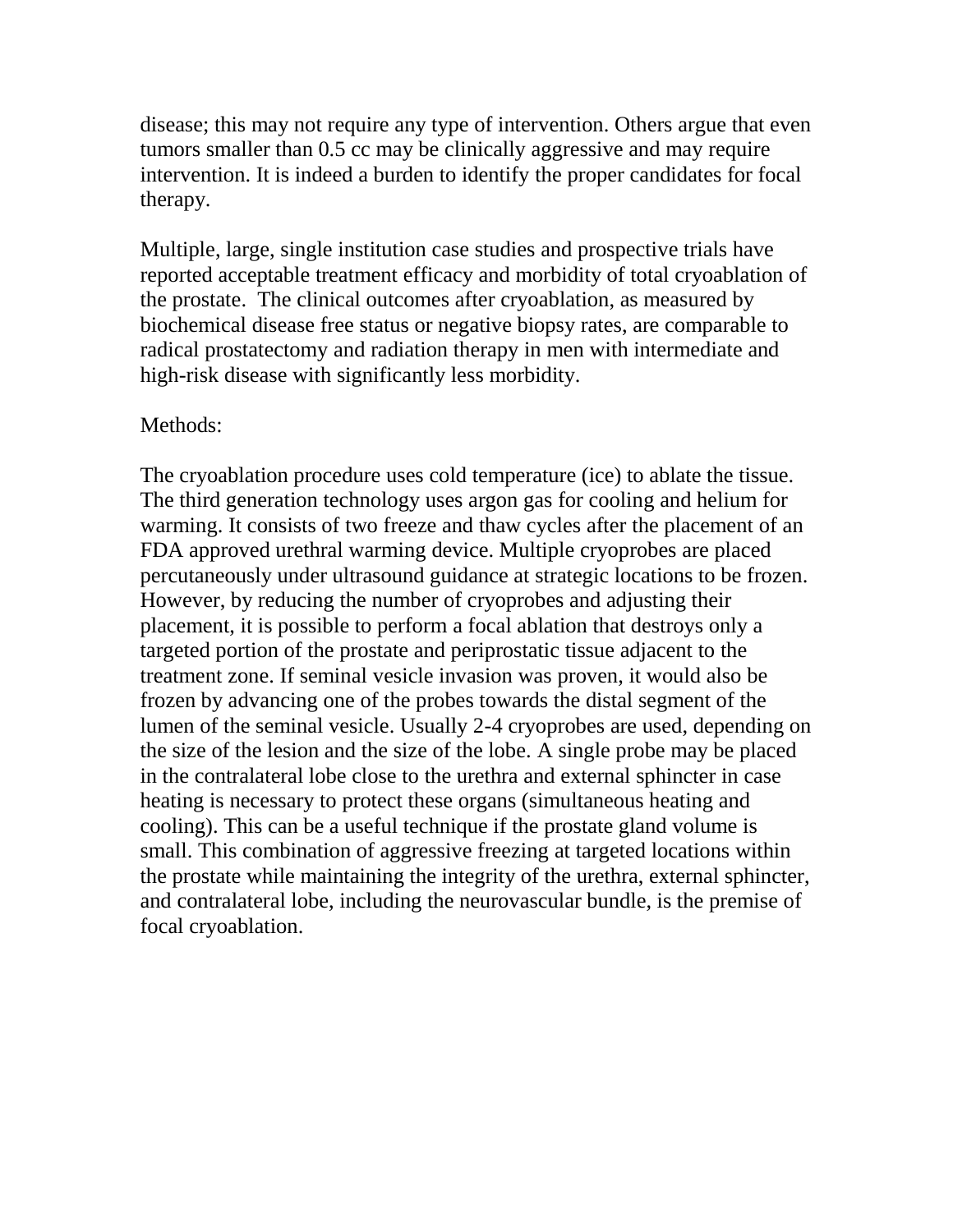disease; this may not require any type of intervention. Others argue that even tumors smaller than 0.5 cc may be clinically aggressive and may require intervention. It is indeed a burden to identify the proper candidates for focal therapy.

Multiple, large, single institution case studies and prospective trials have reported acceptable treatment efficacy and morbidity of total cryoablation of the prostate. The clinical outcomes after cryoablation, as measured by biochemical disease free status or negative biopsy rates, are comparable to radical prostatectomy and radiation therapy in men with intermediate and high-risk disease with significantly less morbidity.

Methods:

The cryoablation procedure uses cold temperature (ice) to ablate the tissue. The third generation technology uses argon gas for cooling and helium for warming. It consists of two freeze and thaw cycles after the placement of an FDA approved urethral warming device. Multiple cryoprobes are placed percutaneously under ultrasound guidance at strategic locations to be frozen. However, by reducing the number of cryoprobes and adjusting their placement, it is possible to perform a focal ablation that destroys only a targeted portion of the prostate and periprostatic tissue adjacent to the treatment zone. If seminal vesicle invasion was proven, it would also be frozen by advancing one of the probes towards the distal segment of the lumen of the seminal vesicle. Usually 2-4 cryoprobes are used, depending on the size of the lesion and the size of the lobe. A single probe may be placed in the contralateral lobe close to the urethra and external sphincter in case heating is necessary to protect these organs (simultaneous heating and cooling). This can be a useful technique if the prostate gland volume is small. This combination of aggressive freezing at targeted locations within the prostate while maintaining the integrity of the urethra, external sphincter, and contralateral lobe, including the neurovascular bundle, is the premise of focal cryoablation.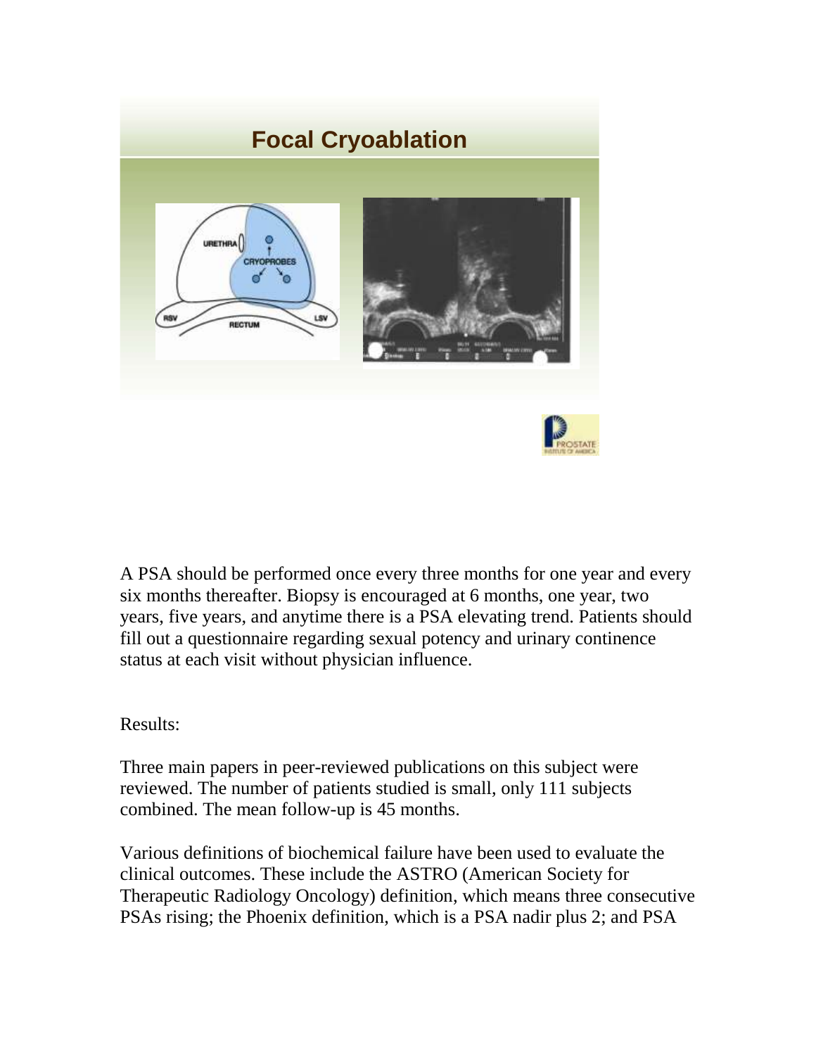## Focal Cryoablation

A PSA should be performed once every three months for one year and every six months thereafter. Biopsy is encouraged at 6 months, one year, two years, five years, and anytime there is a PSA elevating trend. Patients should fill out a questionnaire regarding sexual potency and urinary continence status at each visit without physician influence.

Results:

Three main papers in peer-reviewed publications on this subject were reviewed. The number of patients studied is small, only 111 subjects combined. The mean follow-up is 45 months.

Various definitions of biochemical failure have been used to evaluate the clinical outcomes. These include the ASTRO (American Society for Therapeutic Radiology Oncology) definition, which means three consecutive PSAs rising; the Phoenix definition, which is a PSA nadir plus 2; and PSA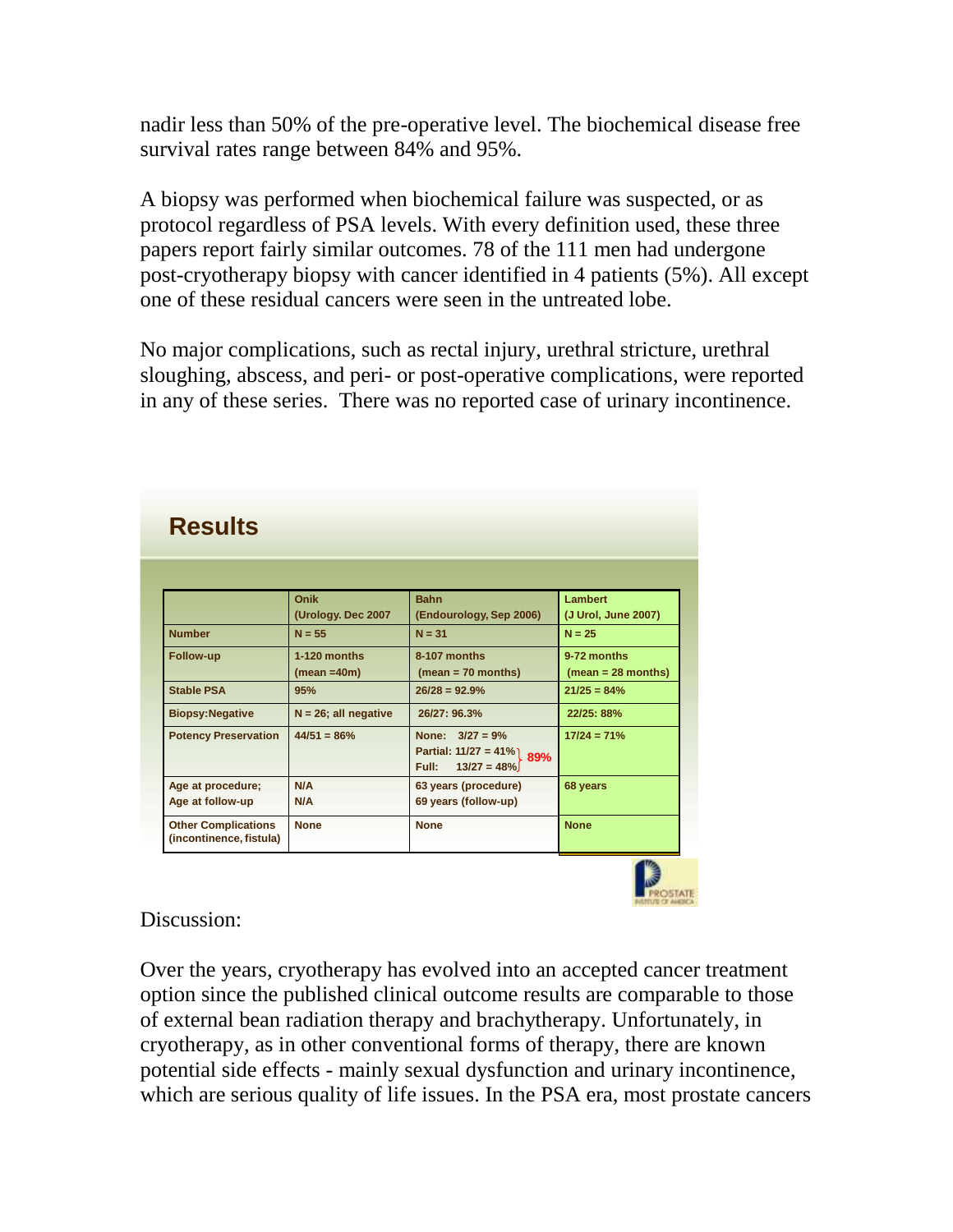nadir less than 50% of the pre-operative level. The biochemical disease free survival rates range between 84% and 95%.

A biopsy was performed when biochemical failure was suspected, or as protocol regardless of PSA levels. With every definition used, these three papers report fairly similar outcomes. 78 of the 111 men had undergone post-cryotherapy biopsy with cancer identified in 4 patients (5%). All except one of these residual cancers were seen in the untreated lobe.

No major complications, such as rectal injury, urethral stricture, urethral sloughing, abscess, and peri- or post-operative complications, were reported in any of these series. There was no reported case of urinary incontinence.

## Results

| | Onik (Urology. Dec 2007 | Bahn (Endourology, Sep 2006) | Lambert (J Urol, June 2007) |
|---|---|---|---|
| Number | N = 55 | N = 31 | N = 25 |
| Follow-up | 1-120 months (mean =40m) | 8-107 months (mean = 70 months) | 9-72 months (mean = 28 months) |
| Stable PSA | 95% | 26/28 = 92.9% | 21/25 = 84% |
| Biopsy:Negative | N = 26; all negative | 26/27: 96.3% | 22/25: 88% |
| Potency Preservation | 44/51 = 86% | None: 3/27 = 9%<br>Partial: 11/27 = 41%<br>Full: 13/27 = 48%<br>(Partial + Full: 89%) | 17/24 = 71% |
| Age at procedure;<br>Age at follow-up | N/A<br>N/A | 63 years (procedure)<br>69 years (follow-up) | 68 years |
| Other Complications (incontinence, fistula) | None | None | None |

Discussion:

Over the years, cryotherapy has evolved into an accepted cancer treatment option since the published clinical outcome results are comparable to those of external bean radiation therapy and brachytherapy. Unfortunately, in cryotherapy, as in other conventional forms of therapy, there are known potential side effects - mainly sexual dysfunction and urinary incontinence, which are serious quality of life issues. In the PSA era, most prostate cancers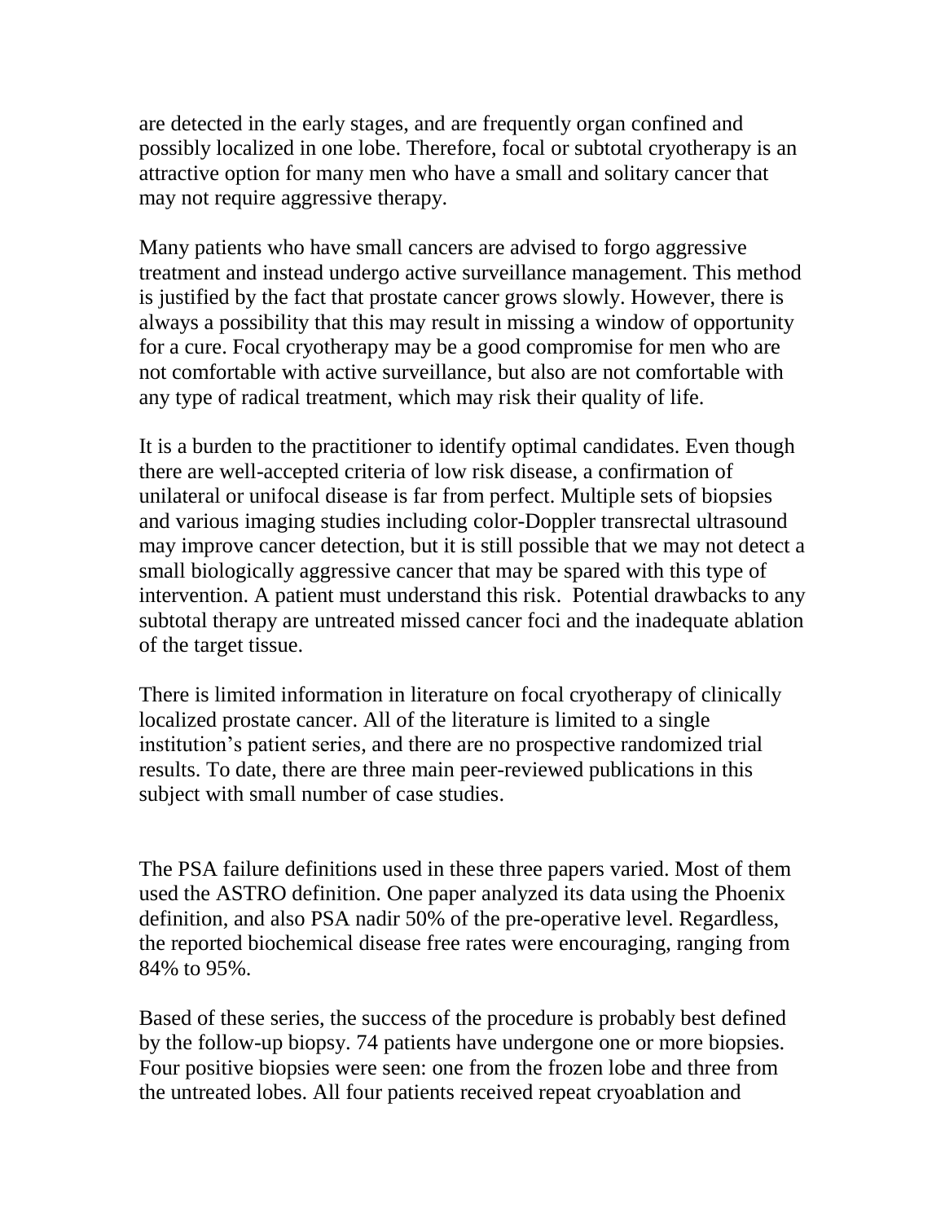are detected in the early stages, and are frequently organ confined and possibly localized in one lobe. Therefore, focal or subtotal cryotherapy is an attractive option for many men who have a small and solitary cancer that may not require aggressive therapy.

Many patients who have small cancers are advised to forgo aggressive treatment and instead undergo active surveillance management. This method is justified by the fact that prostate cancer grows slowly. However, there is always a possibility that this may result in missing a window of opportunity for a cure. Focal cryotherapy may be a good compromise for men who are not comfortable with active surveillance, but also are not comfortable with any type of radical treatment, which may risk their quality of life.

It is a burden to the practitioner to identify optimal candidates. Even though there are well-accepted criteria of low risk disease, a confirmation of unilateral or unifocal disease is far from perfect. Multiple sets of biopsies and various imaging studies including color-Doppler transrectal ultrasound may improve cancer detection, but it is still possible that we may not detect a small biologically aggressive cancer that may be spared with this type of intervention. A patient must understand this risk. Potential drawbacks to any subtotal therapy are untreated missed cancer foci and the inadequate ablation of the target tissue.

There is limited information in literature on focal cryotherapy of clinically localized prostate cancer. All of the literature is limited to a single institution's patient series, and there are no prospective randomized trial results. To date, there are three main peer-reviewed publications in this subject with small number of case studies.

The PSA failure definitions used in these three papers varied. Most of them used the ASTRO definition. One paper analyzed its data using the Phoenix definition, and also PSA nadir 50% of the pre-operative level. Regardless, the reported biochemical disease free rates were encouraging, ranging from 84% to 95%.

Based of these series, the success of the procedure is probably best defined by the follow-up biopsy. 74 patients have undergone one or more biopsies. Four positive biopsies were seen: one from the frozen lobe and three from the untreated lobes. All four patients received repeat cryoablation and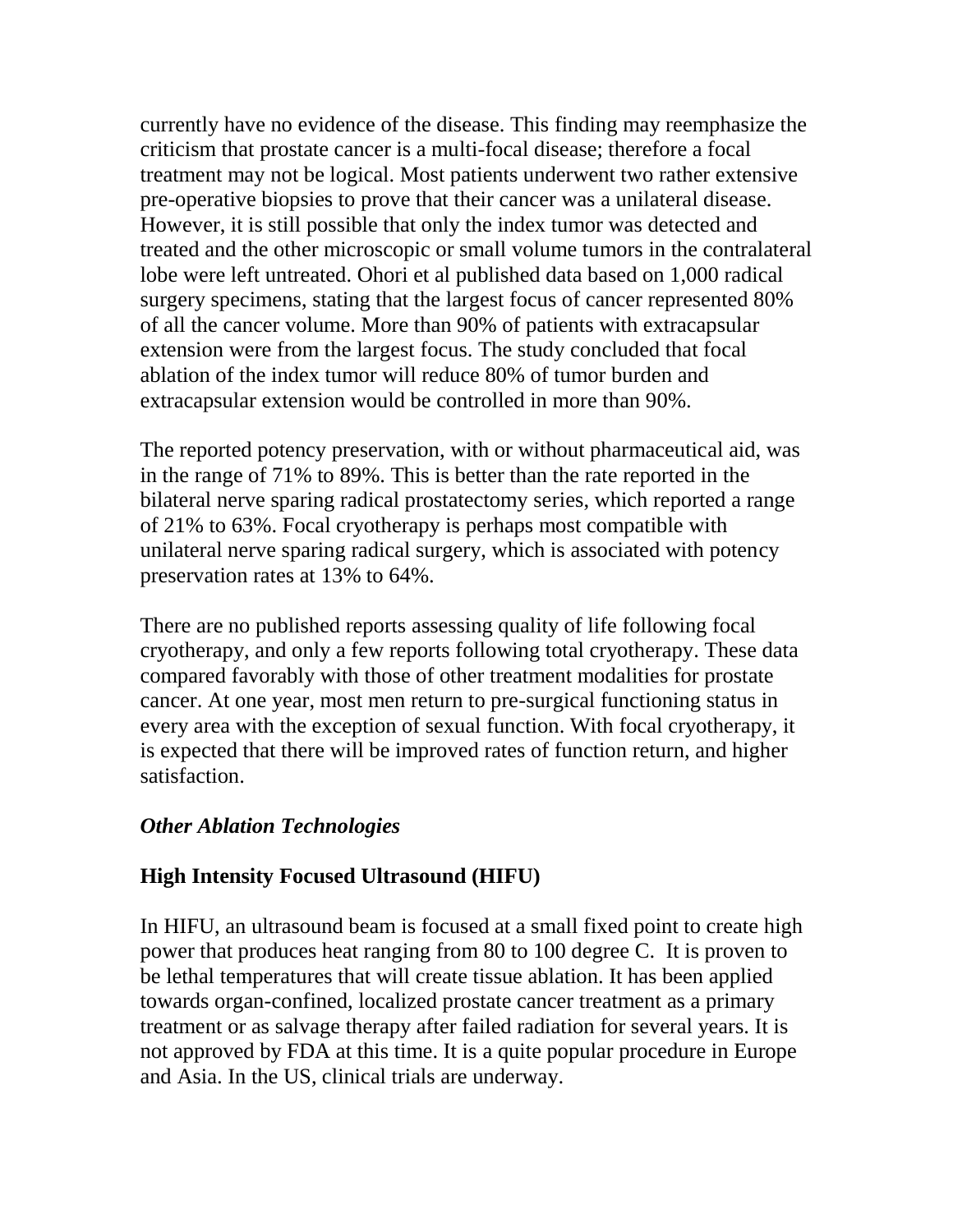currently have no evidence of the disease. This finding may reemphasize the criticism that prostate cancer is a multi-focal disease; therefore a focal treatment may not be logical. Most patients underwent two rather extensive pre-operative biopsies to prove that their cancer was a unilateral disease. However, it is still possible that only the index tumor was detected and treated and the other microscopic or small volume tumors in the contralateral lobe were left untreated. Ohori et al published data based on 1,000 radical surgery specimens, stating that the largest focus of cancer represented 80% of all the cancer volume. More than 90% of patients with extracapsular extension were from the largest focus. The study concluded that focal ablation of the index tumor will reduce 80% of tumor burden and extracapsular extension would be controlled in more than 90%.

The reported potency preservation, with or without pharmaceutical aid, was in the range of 71% to 89%. This is better than the rate reported in the bilateral nerve sparing radical prostatectomy series, which reported a range of 21% to 63%. Focal cryotherapy is perhaps most compatible with unilateral nerve sparing radical surgery, which is associated with potency preservation rates at 13% to 64%.

There are no published reports assessing quality of life following focal cryotherapy, and only a few reports following total cryotherapy. These data compared favorably with those of other treatment modalities for prostate cancer. At one year, most men return to pre-surgical functioning status in every area with the exception of sexual function. With focal cryotherapy, it is expected that there will be improved rates of function return, and higher satisfaction.

### *Other Ablation Technologies*

#### **High Intensity Focused Ultrasound (HIFU)**

In HIFU, an ultrasound beam is focused at a small fixed point to create high power that produces heat ranging from 80 to 100 degree C. It is proven to be lethal temperatures that will create tissue ablation. It has been applied towards organ-confined, localized prostate cancer treatment as a primary treatment or as salvage therapy after failed radiation for several years. It is not approved by FDA at this time. It is a quite popular procedure in Europe and Asia. In the US, clinical trials are underway.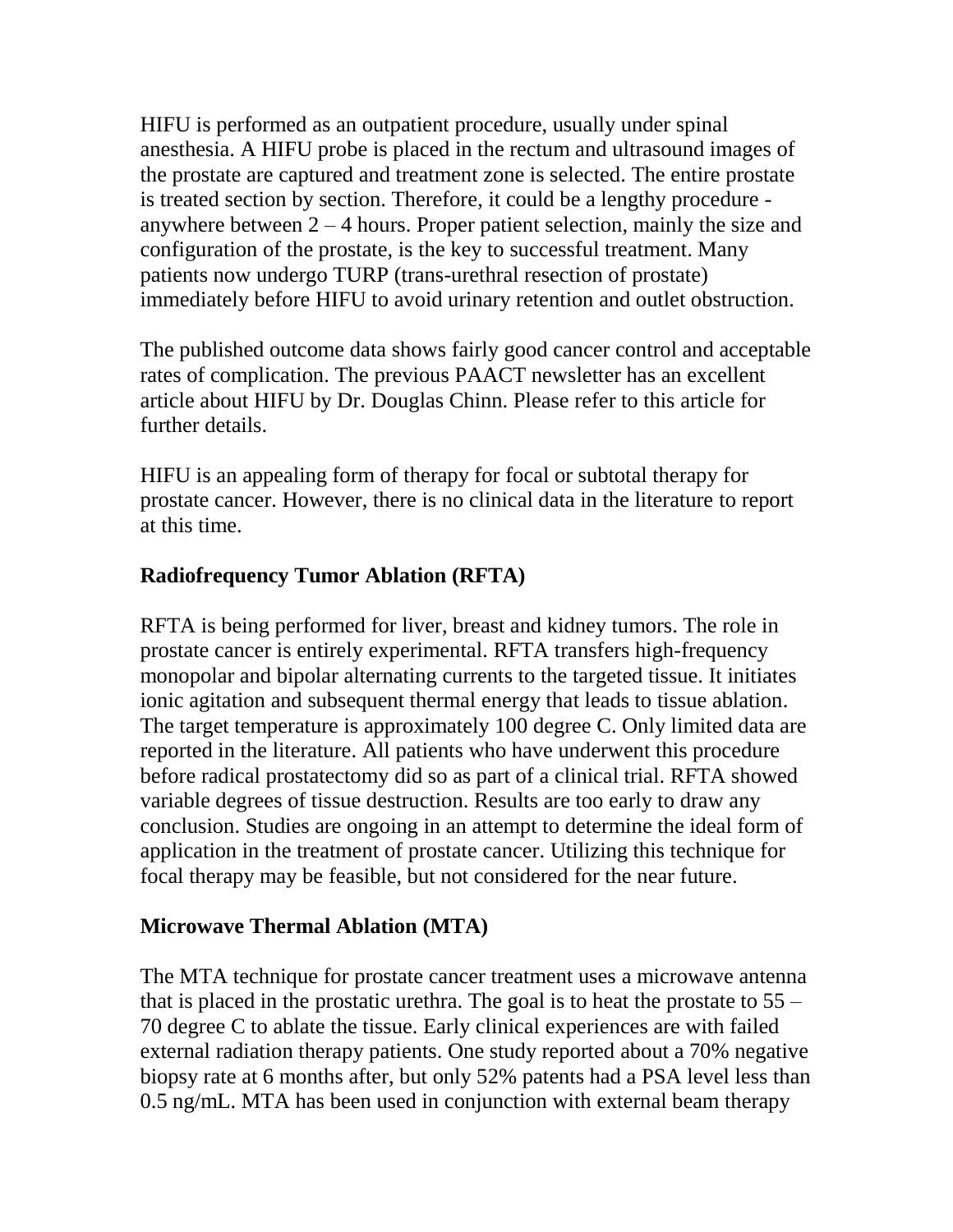HIFU is performed as an outpatient procedure, usually under spinal anesthesia. A HIFU probe is placed in the rectum and ultrasound images of the prostate are captured and treatment zone is selected. The entire prostate is treated section by section. Therefore, it could be a lengthy procedure - anywhere between 2 – 4 hours. Proper patient selection, mainly the size and configuration of the prostate, is the key to successful treatment. Many patients now undergo TURP (trans-urethral resection of prostate) immediately before HIFU to avoid urinary retention and outlet obstruction.

The published outcome data shows fairly good cancer control and acceptable rates of complication. The previous PAACT newsletter has an excellent article about HIFU by Dr. Douglas Chinn. Please refer to this article for further details.

HIFU is an appealing form of therapy for focal or subtotal therapy for prostate cancer. However, there is no clinical data in the literature to report at this time.

**Radiofrequency Tumor Ablation (RFTA)**

RFTA is being performed for liver, breast and kidney tumors. The role in prostate cancer is entirely experimental. RFTA transfers high-frequency monopolar and bipolar alternating currents to the targeted tissue. It initiates ionic agitation and subsequent thermal energy that leads to tissue ablation. The target temperature is approximately 100 degree C. Only limited data are reported in the literature. All patients who have underwent this procedure before radical prostatectomy did so as part of a clinical trial. RFTA showed variable degrees of tissue destruction. Results are too early to draw any conclusion. Studies are ongoing in an attempt to determine the ideal form of application in the treatment of prostate cancer. Utilizing this technique for focal therapy may be feasible, but not considered for the near future.

**Microwave Thermal Ablation (MTA)**

The MTA technique for prostate cancer treatment uses a microwave antenna that is placed in the prostatic urethra. The goal is to heat the prostate to 55 – 70 degree C to ablate the tissue. Early clinical experiences are with failed external radiation therapy patients. One study reported about a 70% negative biopsy rate at 6 months after, but only 52% patents had a PSA level less than 0.5 ng/mL. MTA has been used in conjunction with external beam therapy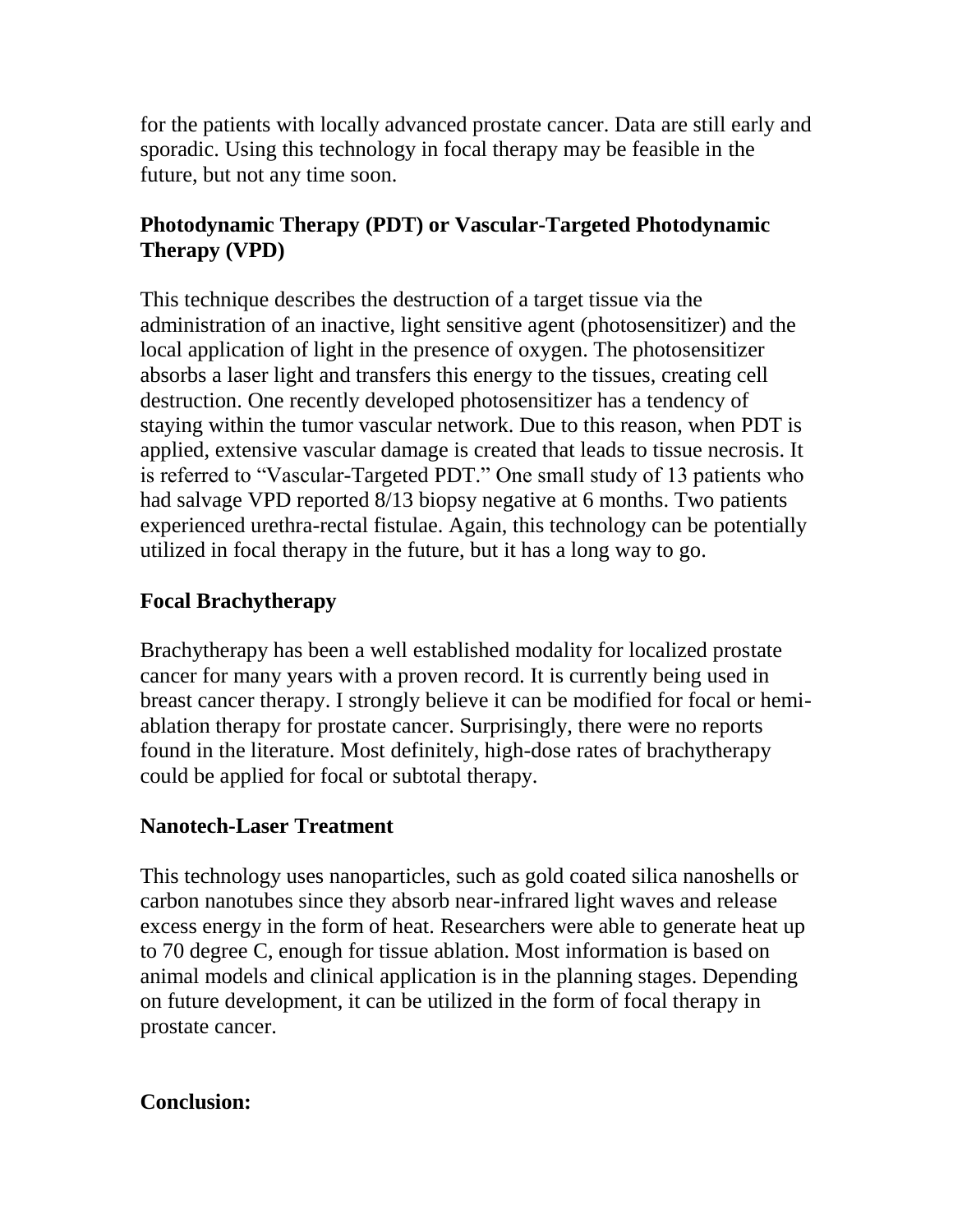for the patients with locally advanced prostate cancer. Data are still early and sporadic. Using this technology in focal therapy may be feasible in the future, but not any time soon.

### Photodynamic Therapy (PDT) or Vascular-Targeted Photodynamic Therapy (VPD)

This technique describes the destruction of a target tissue via the administration of an inactive, light sensitive agent (photosensitizer) and the local application of light in the presence of oxygen. The photosensitizer absorbs a laser light and transfers this energy to the tissues, creating cell destruction. One recently developed photosensitizer has a tendency of staying within the tumor vascular network. Due to this reason, when PDT is applied, extensive vascular damage is created that leads to tissue necrosis. It is referred to "Vascular-Targeted PDT." One small study of 13 patients who had salvage VPD reported 8/13 biopsy negative at 6 months. Two patients experienced urethra-rectal fistulae. Again, this technology can be potentially utilized in focal therapy in the future, but it has a long way to go.

### Focal Brachytherapy

Brachytherapy has been a well established modality for localized prostate cancer for many years with a proven record. It is currently being used in breast cancer therapy. I strongly believe it can be modified for focal or hemi-ablation therapy for prostate cancer. Surprisingly, there were no reports found in the literature. Most definitely, high-dose rates of brachytherapy could be applied for focal or subtotal therapy.

### Nanotech-Laser Treatment

This technology uses nanoparticles, such as gold coated silica nanoshells or carbon nanotubes since they absorb near-infrared light waves and release excess energy in the form of heat. Researchers were able to generate heat up to 70 degree C, enough for tissue ablation. Most information is based on animal models and clinical application is in the planning stages. Depending on future development, it can be utilized in the form of focal therapy in prostate cancer.

### Conclusion: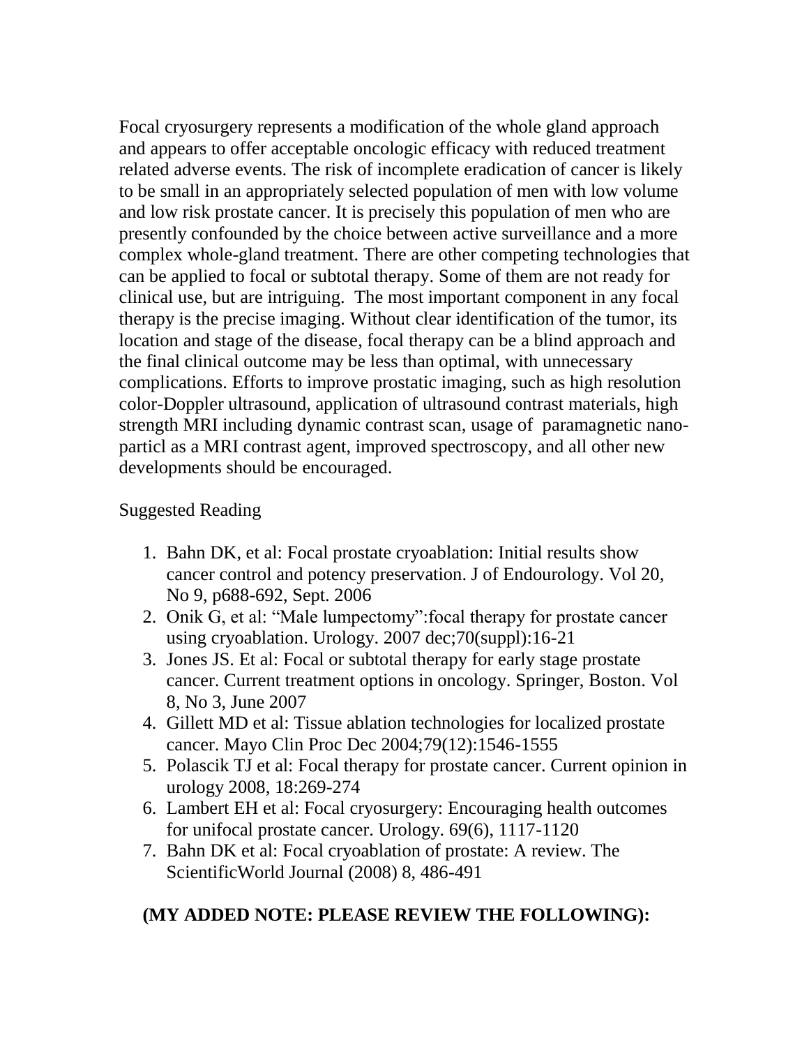Focal cryosurgery represents a modification of the whole gland approach and appears to offer acceptable oncologic efficacy with reduced treatment related adverse events. The risk of incomplete eradication of cancer is likely to be small in an appropriately selected population of men with low volume and low risk prostate cancer. It is precisely this population of men who are presently confounded by the choice between active surveillance and a more complex whole-gland treatment. There are other competing technologies that can be applied to focal or subtotal therapy. Some of them are not ready for clinical use, but are intriguing. The most important component in any focal therapy is the precise imaging. Without clear identification of the tumor, its location and stage of the disease, focal therapy can be a blind approach and the final clinical outcome may be less than optimal, with unnecessary complications. Efforts to improve prostatic imaging, such as high resolution color-Doppler ultrasound, application of ultrasound contrast materials, high strength MRI including dynamic contrast scan, usage of paramagnetic nano-particl as a MRI contrast agent, improved spectroscopy, and all other new developments should be encouraged.

Suggested Reading

1. Bahn DK, et al: Focal prostate cryoablation: Initial results show cancer control and potency preservation. J of Endourology. Vol 20, No 9, p688-692, Sept. 2006
2. Onik G, et al: "Male lumpectomy":focal therapy for prostate cancer using cryoablation. Urology. 2007 dec;70(suppl):16-21
3. Jones JS. Et al: Focal or subtotal therapy for early stage prostate cancer. Current treatment options in oncology. Springer, Boston. Vol 8, No 3, June 2007
4. Gillett MD et al: Tissue ablation technologies for localized prostate cancer. Mayo Clin Proc Dec 2004;79(12):1546-1555
5. Polascik TJ et al: Focal therapy for prostate cancer. Current opinion in urology 2008, 18:269-274
6. Lambert EH et al: Focal cryosurgery: Encouraging health outcomes for unifocal prostate cancer. Urology. 69(6), 1117-1120
7. Bahn DK et al: Focal cryoablation of prostate: A review. The ScientificWorld Journal (2008) 8, 486-491

**(MY ADDED NOTE: PLEASE REVIEW THE FOLLOWING):**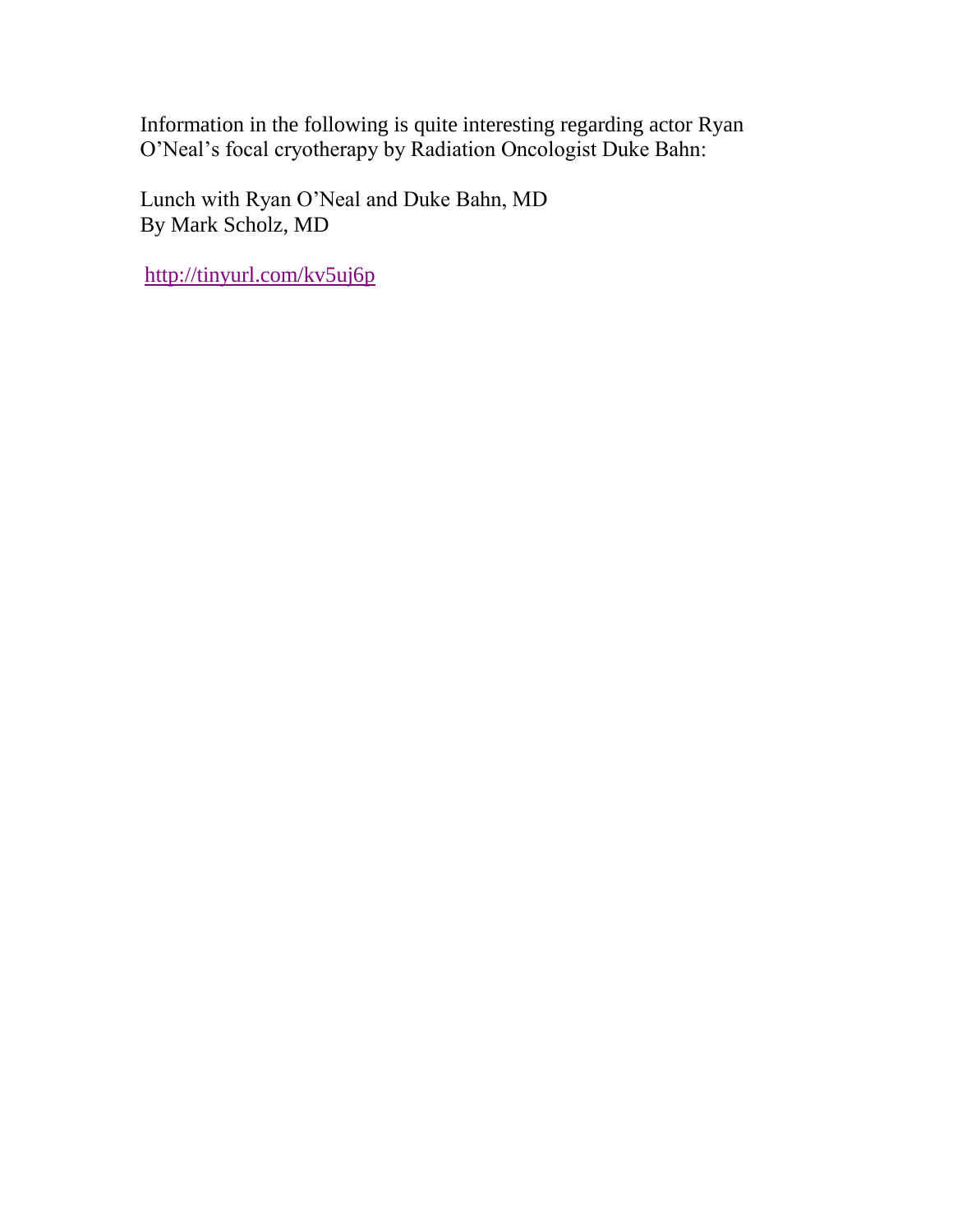Information in the following is quite interesting regarding actor Ryan O'Neal's focal cryotherapy by Radiation Oncologist Duke Bahn:

Lunch with Ryan O'Neal and Duke Bahn, MD
By Mark Scholz, MD

http://tinyurl.com/kv5uj6p